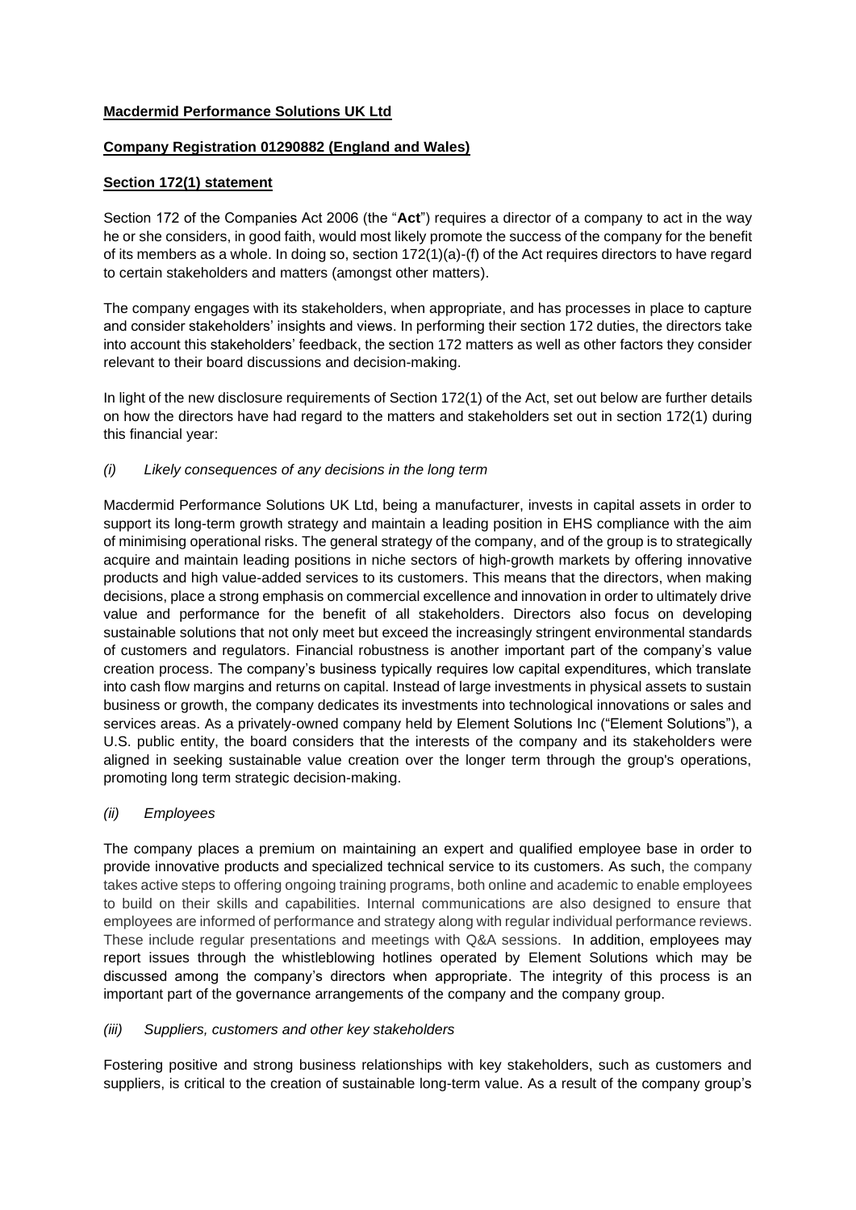**Macdermid Performance Solutions UK Ltd**

**Company Registration 01290882 (England and Wales)**

**Section 172(1) statement**

Section 172 of the Companies Act 2006 (the "**Act**") requires a director of a company to act in the way he or she considers, in good faith, would most likely promote the success of the company for the benefit of its members as a whole. In doing so, section 172(1)(a)-(f) of the Act requires directors to have regard to certain stakeholders and matters (amongst other matters).

The company engages with its stakeholders, when appropriate, and has processes in place to capture and consider stakeholders' insights and views. In performing their section 172 duties, the directors take into account this stakeholders' feedback, the section 172 matters as well as other factors they consider relevant to their board discussions and decision-making.

In light of the new disclosure requirements of Section 172(1) of the Act, set out below are further details on how the directors have had regard to the matters and stakeholders set out in section 172(1) during this financial year:

*(i) Likely consequences of any decisions in the long term*

Macdermid Performance Solutions UK Ltd, being a manufacturer, invests in capital assets in order to support its long-term growth strategy and maintain a leading position in EHS compliance with the aim of minimising operational risks. The general strategy of the company, and of the group is to strategically acquire and maintain leading positions in niche sectors of high-growth markets by offering innovative products and high value-added services to its customers. This means that the directors, when making decisions, place a strong emphasis on commercial excellence and innovation in order to ultimately drive value and performance for the benefit of all stakeholders. Directors also focus on developing sustainable solutions that not only meet but exceed the increasingly stringent environmental standards of customers and regulators. Financial robustness is another important part of the company's value creation process. The company's business typically requires low capital expenditures, which translate into cash flow margins and returns on capital. Instead of large investments in physical assets to sustain business or growth, the company dedicates its investments into technological innovations or sales and services areas. As a privately-owned company held by Element Solutions Inc ("Element Solutions"), a U.S. public entity, the board considers that the interests of the company and its stakeholders were aligned in seeking sustainable value creation over the longer term through the group's operations, promoting long term strategic decision-making.

*(ii) Employees*

The company places a premium on maintaining an expert and qualified employee base in order to provide innovative products and specialized technical service to its customers. As such, the company takes active steps to offering ongoing training programs, both online and academic to enable employees to build on their skills and capabilities. Internal communications are also designed to ensure that employees are informed of performance and strategy along with regular individual performance reviews. These include regular presentations and meetings with Q&A sessions. In addition, employees may report issues through the whistleblowing hotlines operated by Element Solutions which may be discussed among the company's directors when appropriate. The integrity of this process is an important part of the governance arrangements of the company and the company group.

*(iii) Suppliers, customers and other key stakeholders*

Fostering positive and strong business relationships with key stakeholders, such as customers and suppliers, is critical to the creation of sustainable long-term value. As a result of the company group's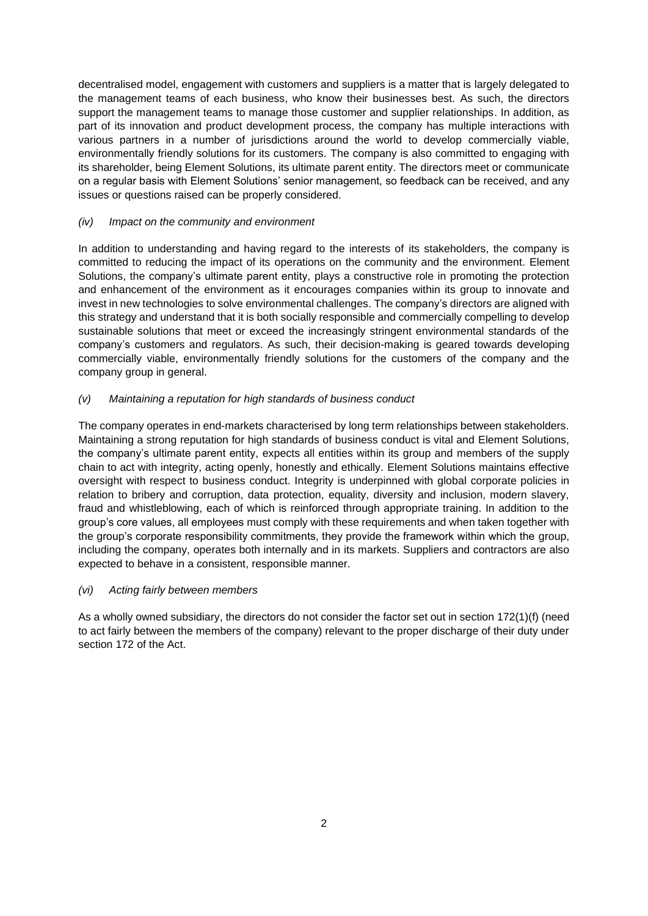decentralised model, engagement with customers and suppliers is a matter that is largely delegated to the management teams of each business, who know their businesses best. As such, the directors support the management teams to manage those customer and supplier relationships. In addition, as part of its innovation and product development process, the company has multiple interactions with various partners in a number of jurisdictions around the world to develop commercially viable, environmentally friendly solutions for its customers. The company is also committed to engaging with its shareholder, being Element Solutions, its ultimate parent entity. The directors meet or communicate on a regular basis with Element Solutions' senior management, so feedback can be received, and any issues or questions raised can be properly considered.

*(iv) Impact on the community and environment*

In addition to understanding and having regard to the interests of its stakeholders, the company is committed to reducing the impact of its operations on the community and the environment. Element Solutions, the company's ultimate parent entity, plays a constructive role in promoting the protection and enhancement of the environment as it encourages companies within its group to innovate and invest in new technologies to solve environmental challenges. The company's directors are aligned with this strategy and understand that it is both socially responsible and commercially compelling to develop sustainable solutions that meet or exceed the increasingly stringent environmental standards of the company's customers and regulators. As such, their decision-making is geared towards developing commercially viable, environmentally friendly solutions for the customers of the company and the company group in general.

*(v) Maintaining a reputation for high standards of business conduct*

The company operates in end-markets characterised by long term relationships between stakeholders. Maintaining a strong reputation for high standards of business conduct is vital and Element Solutions, the company's ultimate parent entity, expects all entities within its group and members of the supply chain to act with integrity, acting openly, honestly and ethically. Element Solutions maintains effective oversight with respect to business conduct. Integrity is underpinned with global corporate policies in relation to bribery and corruption, data protection, equality, diversity and inclusion, modern slavery, fraud and whistleblowing, each of which is reinforced through appropriate training. In addition to the group's core values, all employees must comply with these requirements and when taken together with the group's corporate responsibility commitments, they provide the framework within which the group, including the company, operates both internally and in its markets. Suppliers and contractors are also expected to behave in a consistent, responsible manner.

*(vi) Acting fairly between members*

As a wholly owned subsidiary, the directors do not consider the factor set out in section 172(1)(f) (need to act fairly between the members of the company) relevant to the proper discharge of their duty under section 172 of the Act.